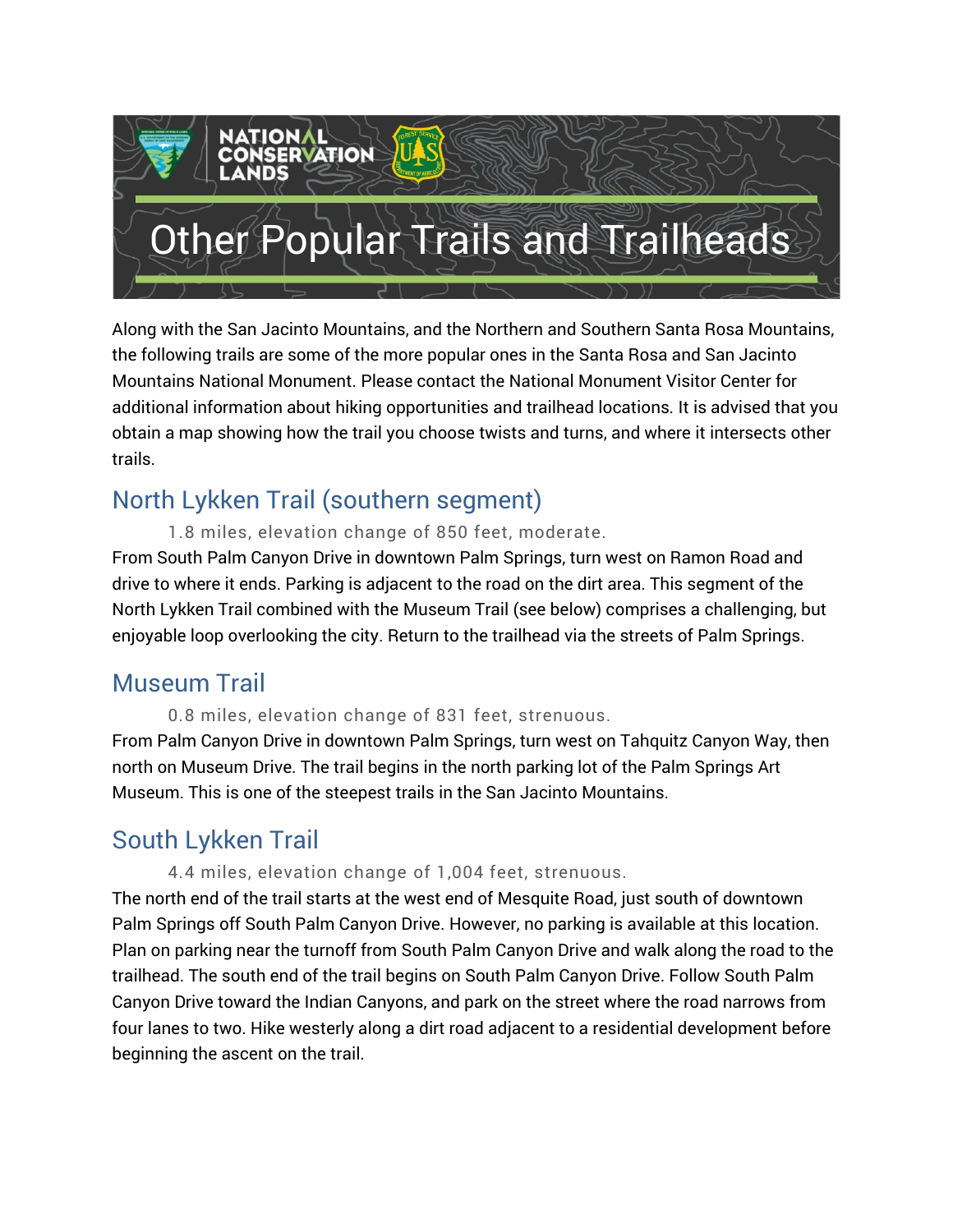# Other Popular Trails and Trailheads

Along with the San Jacinto Mountains, and the Northern and Southern Santa Rosa Mountains, the following trails are some of the more popular ones in the Santa Rosa and San Jacinto Mountains National Monument. Please contact the National Monument Visitor Center for additional information about hiking opportunities and trailhead locations. It is advised that you obtain a map showing how the trail you choose twists and turns, and where it intersects other trails.

## North Lykken Trail (southern segment)

1.8 miles, elevation change of 850 feet, moderate.

From South Palm Canyon Drive in downtown Palm Springs, turn west on Ramon Road and drive to where it ends. Parking is adjacent to the road on the dirt area. This segment of the North Lykken Trail combined with the Museum Trail (see below) comprises a challenging, but enjoyable loop overlooking the city. Return to the trailhead via the streets of Palm Springs.

## Museum Trail

0.8 miles, elevation change of 831 feet, strenuous.

From Palm Canyon Drive in downtown Palm Springs, turn west on Tahquitz Canyon Way, then north on Museum Drive. The trail begins in the north parking lot of the Palm Springs Art Museum. This is one of the steepest trails in the San Jacinto Mountains.

## South Lykken Trail

4.4 miles, elevation change of 1,004 feet, strenuous.

The north end of the trail starts at the west end of Mesquite Road, just south of downtown Palm Springs off South Palm Canyon Drive. However, no parking is available at this location. Plan on parking near the turnoff from South Palm Canyon Drive and walk along the road to the trailhead. The south end of the trail begins on South Palm Canyon Drive. Follow South Palm Canyon Drive toward the Indian Canyons, and park on the street where the road narrows from four lanes to two. Hike westerly along a dirt road adjacent to a residential development before beginning the ascent on the trail.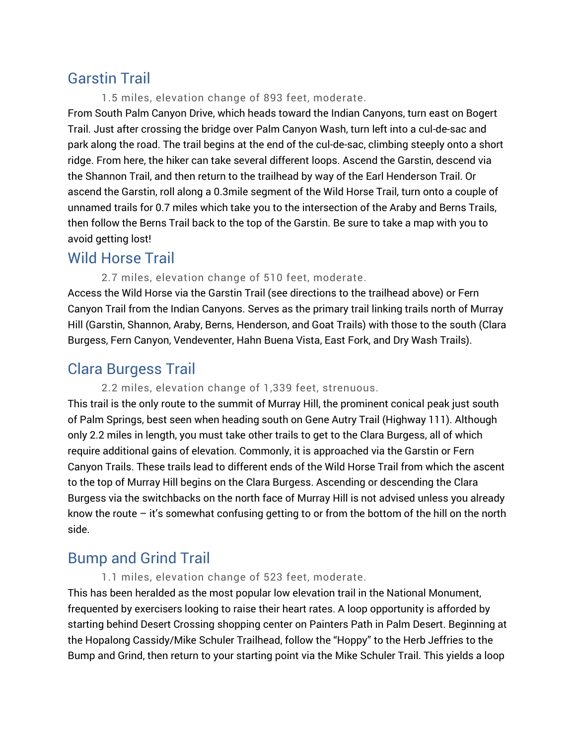## Garstin Trail

1.5 miles, elevation change of 893 feet, moderate.

From South Palm Canyon Drive, which heads toward the Indian Canyons, turn east on Bogert Trail. Just after crossing the bridge over Palm Canyon Wash, turn left into a cul-de-sac and park along the road. The trail begins at the end of the cul-de-sac, climbing steeply onto a short ridge. From here, the hiker can take several different loops. Ascend the Garstin, descend via the Shannon Trail, and then return to the trailhead by way of the Earl Henderson Trail. Or ascend the Garstin, roll along a 0.3mile segment of the Wild Horse Trail, turn onto a couple of unnamed trails for 0.7 miles which take you to the intersection of the Araby and Berns Trails, then follow the Berns Trail back to the top of the Garstin. Be sure to take a map with you to avoid getting lost!

## Wild Horse Trail

2.7 miles, elevation change of 510 feet, moderate.

Access the Wild Horse via the Garstin Trail (see directions to the trailhead above) or Fern Canyon Trail from the Indian Canyons. Serves as the primary trail linking trails north of Murray Hill (Garstin, Shannon, Araby, Berns, Henderson, and Goat Trails) with those to the south (Clara Burgess, Fern Canyon, Vendeventer, Hahn Buena Vista, East Fork, and Dry Wash Trails).

## Clara Burgess Trail

2.2 miles, elevation change of 1,339 feet, strenuous.

This trail is the only route to the summit of Murray Hill, the prominent conical peak just south of Palm Springs, best seen when heading south on Gene Autry Trail (Highway 111). Although only 2.2 miles in length, you must take other trails to get to the Clara Burgess, all of which require additional gains of elevation. Commonly, it is approached via the Garstin or Fern Canyon Trails. These trails lead to different ends of the Wild Horse Trail from which the ascent to the top of Murray Hill begins on the Clara Burgess. Ascending or descending the Clara Burgess via the switchbacks on the north face of Murray Hill is not advised unless you already know the route – it's somewhat confusing getting to or from the bottom of the hill on the north side.

## Bump and Grind Trail

1.1 miles, elevation change of 523 feet, moderate.

This has been heralded as the most popular low elevation trail in the National Monument, frequented by exercisers looking to raise their heart rates. A loop opportunity is afforded by starting behind Desert Crossing shopping center on Painters Path in Palm Desert. Beginning at the Hopalong Cassidy/Mike Schuler Trailhead, follow the "Hoppy" to the Herb Jeffries to the Bump and Grind, then return to your starting point via the Mike Schuler Trail. This yields a loop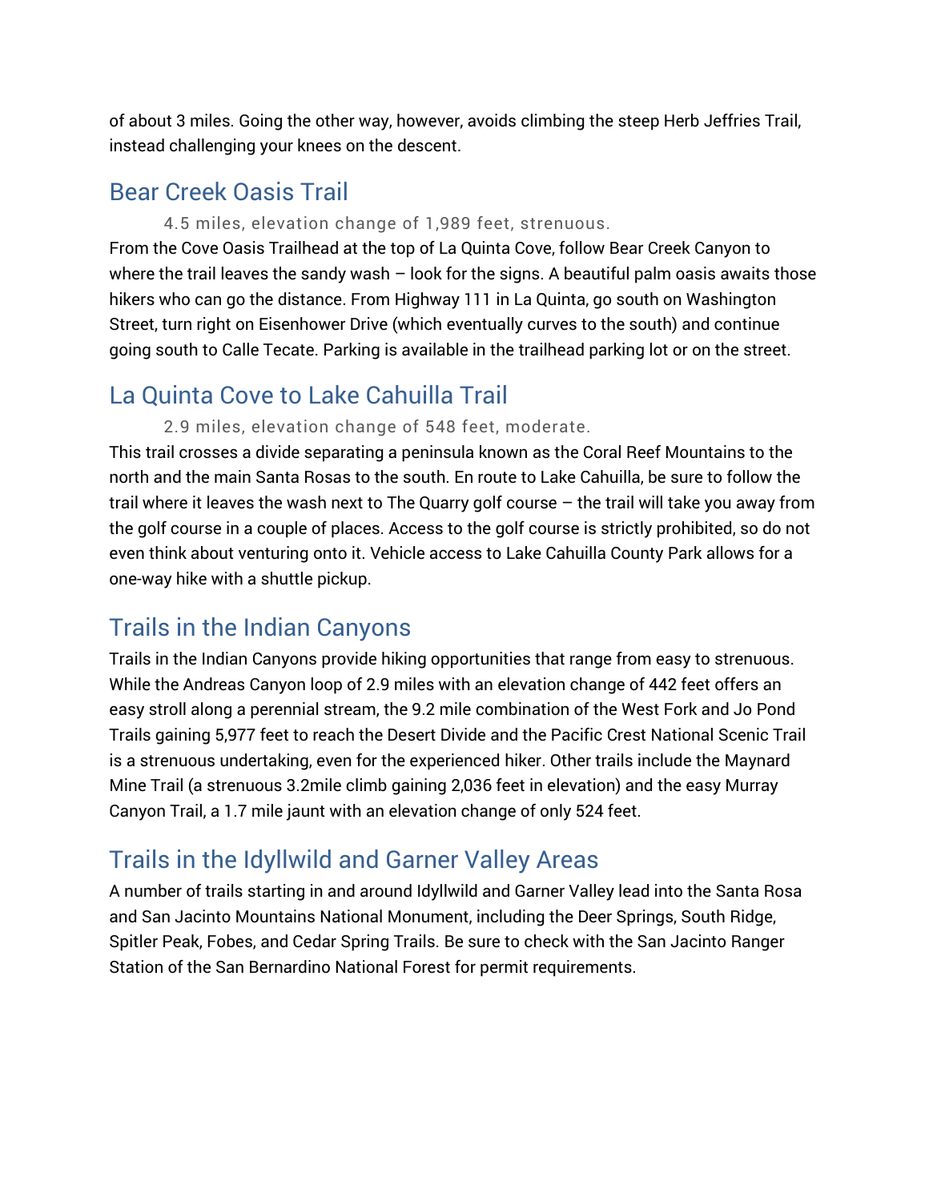of about 3 miles. Going the other way, however, avoids climbing the steep Herb Jeffries Trail, instead challenging your knees on the descent.

## Bear Creek Oasis Trail

4.5 miles, elevation change of 1,989 feet, strenuous.

From the Cove Oasis Trailhead at the top of La Quinta Cove, follow Bear Creek Canyon to where the trail leaves the sandy wash – look for the signs. A beautiful palm oasis awaits those hikers who can go the distance. From Highway 111 in La Quinta, go south on Washington Street, turn right on Eisenhower Drive (which eventually curves to the south) and continue going south to Calle Tecate. Parking is available in the trailhead parking lot or on the street.

## La Quinta Cove to Lake Cahuilla Trail

2.9 miles, elevation change of 548 feet, moderate.

This trail crosses a divide separating a peninsula known as the Coral Reef Mountains to the north and the main Santa Rosas to the south. En route to Lake Cahuilla, be sure to follow the trail where it leaves the wash next to The Quarry golf course – the trail will take you away from the golf course in a couple of places. Access to the golf course is strictly prohibited, so do not even think about venturing onto it. Vehicle access to Lake Cahuilla County Park allows for a one-way hike with a shuttle pickup.

## Trails in the Indian Canyons

Trails in the Indian Canyons provide hiking opportunities that range from easy to strenuous. While the Andreas Canyon loop of 2.9 miles with an elevation change of 442 feet offers an easy stroll along a perennial stream, the 9.2 mile combination of the West Fork and Jo Pond Trails gaining 5,977 feet to reach the Desert Divide and the Pacific Crest National Scenic Trail is a strenuous undertaking, even for the experienced hiker. Other trails include the Maynard Mine Trail (a strenuous 3.2mile climb gaining 2,036 feet in elevation) and the easy Murray Canyon Trail, a 1.7 mile jaunt with an elevation change of only 524 feet.

## Trails in the Idyllwild and Garner Valley Areas

A number of trails starting in and around Idyllwild and Garner Valley lead into the Santa Rosa and San Jacinto Mountains National Monument, including the Deer Springs, South Ridge, Spitler Peak, Fobes, and Cedar Spring Trails. Be sure to check with the San Jacinto Ranger Station of the San Bernardino National Forest for permit requirements.